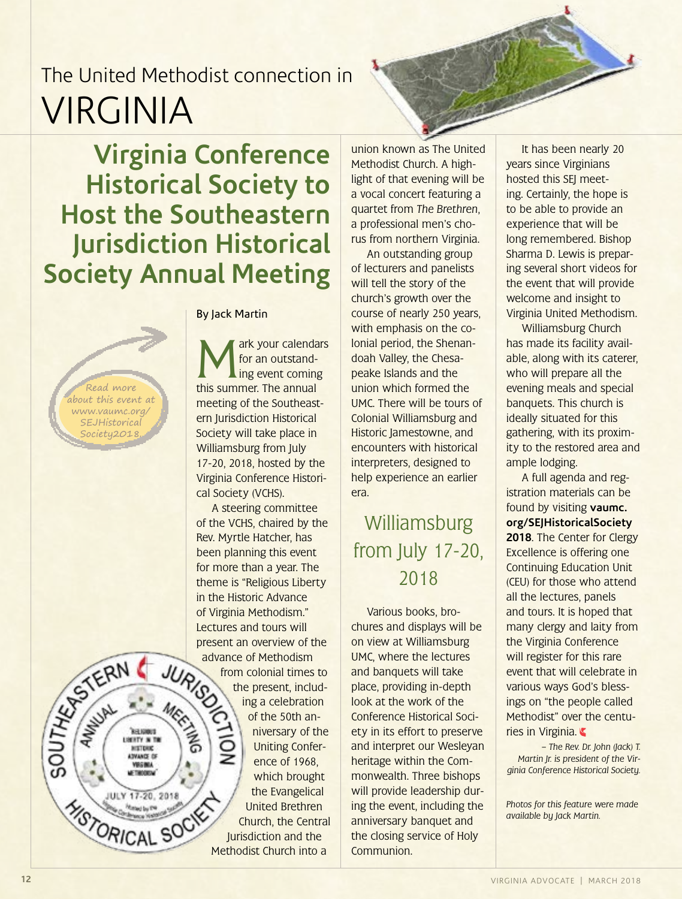The United Methodist connection in

# VIRGINIA

## Virginia Conference Historical Society to Host the Southeastern Jurisdiction Historical Society Annual Meeting

Read more about this event at www.vaumc.org/SEJHistoricalSociety2018.

By Jack Martin

Mark your calendars for an outstanding event coming this summer. The annual meeting of the Southeastern Jurisdiction Historical Society will take place in Williamsburg from July 17-20, 2018, hosted by the Virginia Conference Historical Society (VCHS).

A steering committee of the VCHS, chaired by the Rev. Myrtle Hatcher, has been planning this event for more than a year. The theme is "Religious Liberty in the Historic Advance of Virginia Methodism." Lectures and tours will present an overview of the advance of Methodism from colonial times to the present, including a celebration of the 50th anniversary of the Uniting Conference of 1968, which brought the Evangelical United Brethren Church, the Central Jurisdiction and the Methodist Church into a union known as The United Methodist Church. A highlight of that evening will be a vocal concert featuring a quartet from *The Brethren*, a professional men's chorus from northern Virginia.

An outstanding group of lecturers and panelists will tell the story of the church's growth over the course of nearly 250 years, with emphasis on the colonial period, the Shenandoah Valley, the Chesapeake Islands and the union which formed the UMC. There will be tours of Colonial Williamsburg and Historic Jamestown, and encounters with historical interpreters, designed to help experience an earlier era.

### Williamsburg from July 17-20, 2018

Various books, brochures and displays will be on view at Williamsburg UMC, where the lectures and banquets will take place, providing in-depth look at the work of the Conference Historical Society in its effort to preserve and interpret our Wesleyan heritage within the Commonwealth. Three bishops will provide leadership during the event, including the anniversary banquet and the closing service of Holy Communion.

It has been nearly 20 years since Virginians hosted this SEJ meeting. Certainly, the hope is to be able to provide an experience that will be long remembered. Bishop Sharma D. Lewis is preparing several short videos for the event that will provide welcome and insight to Virginia United Methodism.

Williamsburg Church has made its facility available, along with its caterer, who will prepare all the evening meals and special banquets. This church is ideally situated for this gathering, with its proximity to the restored area and ample lodging.

A full agenda and registration materials can be found by visiting **vaumc.org/SEJHistoricalSociety2018**. The Center for Clergy Excellence is offering one Continuing Education Unit (CEU) for those who attend all the lectures, panels and tours. It is hoped that many clergy and laity from the Virginia Conference will register for this rare event that will celebrate in various ways God's blessings on "the people called Methodist" over the centuries in Virginia.

*– The Rev. Dr. John (Jack) T. Martin Jr. is president of the Virginia Conference Historical Society.*

*Photos for this feature were made available by Jack Martin.*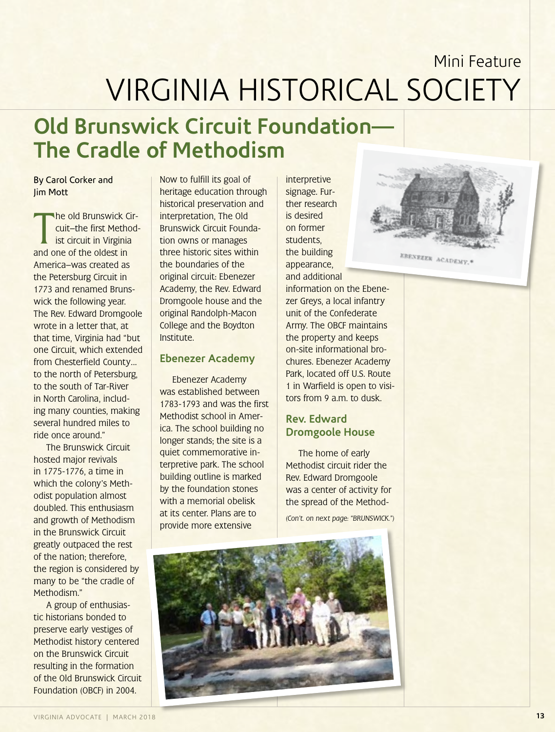Mini Feature

# VIRGINIA HISTORICAL SOCIETY

## Old Brunswick Circuit Foundation—The Cradle of Methodism

By Carol Corker and Jim Mott

The old Brunswick Circuit–the first Methodist circuit in Virginia and one of the oldest in America–was created as the Petersburg Circuit in 1773 and renamed Brunswick the following year. The Rev. Edward Dromgoole wrote in a letter that, at that time, Virginia had "but one Circuit, which extended from Chesterfield County… to the north of Petersburg, to the south of Tar-River in North Carolina, including many counties, making several hundred miles to ride once around."

The Brunswick Circuit hosted major revivals in 1775-1776, a time in which the colony's Methodist population almost doubled. This enthusiasm and growth of Methodism in the Brunswick Circuit greatly outpaced the rest of the nation; therefore, the region is considered by many to be "the cradle of Methodism."

A group of enthusiastic historians bonded to preserve early vestiges of Methodist history centered on the Brunswick Circuit resulting in the formation of the Old Brunswick Circuit Foundation (OBCF) in 2004.

Now to fulfill its goal of heritage education through historical preservation and interpretation, The Old Brunswick Circuit Foundation owns or manages three historic sites within the boundaries of the original circuit: Ebenezer Academy, the Rev. Edward Dromgoole house and the original Randolph-Macon College and the Boydton Institute.

### Ebenezer Academy

Ebenezer Academy was established between 1783-1793 and was the first Methodist school in America. The school building no longer stands; the site is a quiet commemorative interpretive park. The school building outline is marked by the foundation stones with a memorial obelisk at its center. Plans are to provide more extensive interpretive signage. Further research is desired on former students, the building appearance, and additional information on the Ebenezer Greys, a local infantry unit of the Confederate Army. The OBCF maintains the property and keeps on-site informational brochures. Ebenezer Academy Park, located off U.S. Route 1 in Warfield is open to visitors from 9 a.m. to dusk.

EBENEZER ACADEMY.*

### Rev. Edward Dromgoole House

The home of early Methodist circuit rider the Rev. Edward Dromgoole was a center of activity for the spread of the Method-

*(Con't. on next page: "BRUNSWICK.")*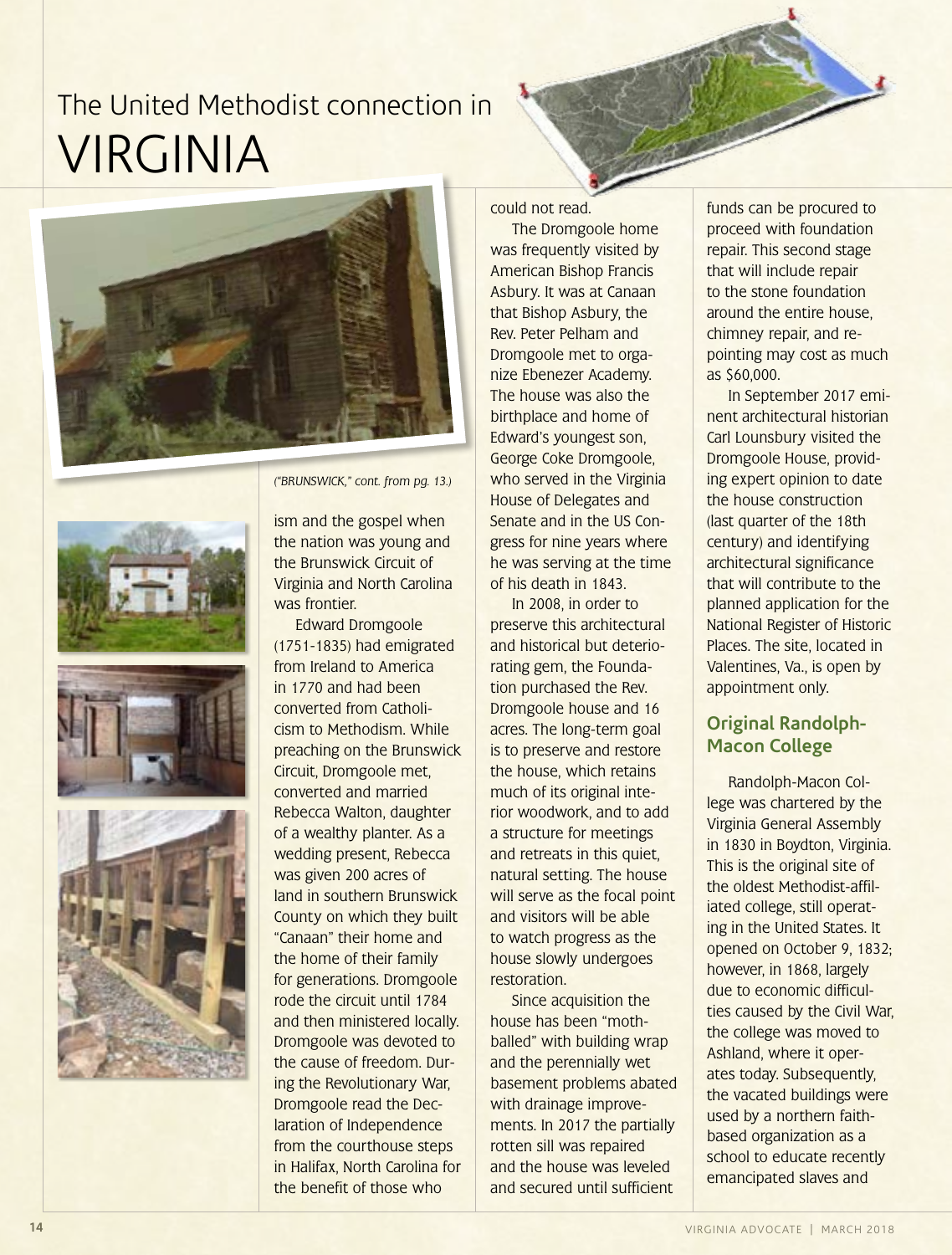# The United Methodist connection in VIRGINIA

*("BRUNSWICK," cont. from pg. 13.)*

ism and the gospel when the nation was young and the Brunswick Circuit of Virginia and North Carolina was frontier.

Edward Dromgoole (1751-1835) had emigrated from Ireland to America in 1770 and had been converted from Catholicism to Methodism. While preaching on the Brunswick Circuit, Dromgoole met, converted and married Rebecca Walton, daughter of a wealthy planter. As a wedding present, Rebecca was given 200 acres of land in southern Brunswick County on which they built "Canaan" their home and the home of their family for generations. Dromgoole rode the circuit until 1784 and then ministered locally. Dromgoole was devoted to the cause of freedom. During the Revolutionary War, Dromgoole read the Declaration of Independence from the courthouse steps in Halifax, North Carolina for the benefit of those who could not read.

The Dromgoole home was frequently visited by American Bishop Francis Asbury. It was at Canaan that Bishop Asbury, the Rev. Peter Pelham and Dromgoole met to organize Ebenezer Academy. The house was also the birthplace and home of Edward's youngest son, George Coke Dromgoole, who served in the Virginia House of Delegates and Senate and in the US Congress for nine years where he was serving at the time of his death in 1843.

In 2008, in order to preserve this architectural and historical but deteriorating gem, the Foundation purchased the Rev. Dromgoole house and 16 acres. The long-term goal is to preserve and restore the house, which retains much of its original interior woodwork, and to add a structure for meetings and retreats in this quiet, natural setting. The house will serve as the focal point and visitors will be able to watch progress as the house slowly undergoes restoration.

Since acquisition the house has been "mothballed" with building wrap and the perennially wet basement problems abated with drainage improvements. In 2017 the partially rotten sill was repaired and the house was leveled and secured until sufficient funds can be procured to proceed with foundation repair. This second stage that will include repair to the stone foundation around the entire house, chimney repair, and re-pointing may cost as much as $60,000.

In September 2017 eminent architectural historian Carl Lounsbury visited the Dromgoole House, providing expert opinion to date the house construction (last quarter of the 18th century) and identifying architectural significance that will contribute to the planned application for the National Register of Historic Places. The site, located in Valentines, Va., is open by appointment only.

## Original Randolph-Macon College

Randolph-Macon College was chartered by the Virginia General Assembly in 1830 in Boydton, Virginia. This is the original site of the oldest Methodist-affiliated college, still operating in the United States. It opened on October 9, 1832; however, in 1868, largely due to economic difficulties caused by the Civil War, the college was moved to Ashland, where it operates today. Subsequently, the vacated buildings were used by a northern faith-based organization as a school to educate recently emancipated slaves and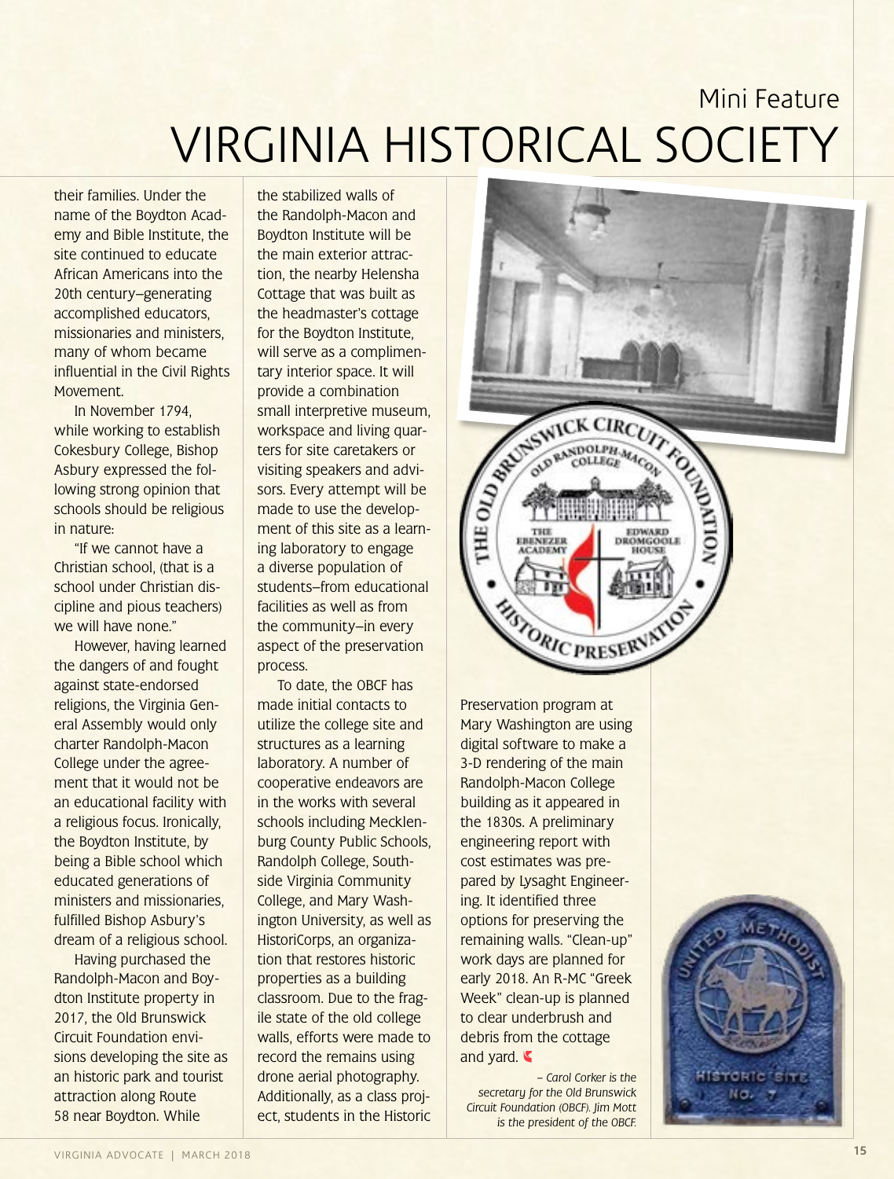# Mini Feature
# VIRGINIA HISTORICAL SOCIETY

their families. Under the name of the Boydton Academy and Bible Institute, the site continued to educate African Americans into the 20th century–generating accomplished educators, missionaries and ministers, many of whom became influential in the Civil Rights Movement.

In November 1794, while working to establish Cokesbury College, Bishop Asbury expressed the following strong opinion that schools should be religious in nature:

"If we cannot have a Christian school, (that is a school under Christian discipline and pious teachers) we will have none."

However, having learned the dangers of and fought against state-endorsed religions, the Virginia General Assembly would only charter Randolph-Macon College under the agreement that it would not be an educational facility with a religious focus. Ironically, the Boydton Institute, by being a Bible school which educated generations of ministers and missionaries, fulfilled Bishop Asbury's dream of a religious school.

Having purchased the Randolph-Macon and Boydton Institute property in 2017, the Old Brunswick Circuit Foundation envisions developing the site as an historic park and tourist attraction along Route 58 near Boydton. While the stabilized walls of the Randolph-Macon and Boydton Institute will be the main exterior attraction, the nearby Helensha Cottage that was built as the headmaster's cottage for the Boydton Institute, will serve as a complimentary interior space. It will provide a combination small interpretive museum, workspace and living quarters for site caretakers or visiting speakers and advisors. Every attempt will be made to use the development of this site as a learning laboratory to engage a diverse population of students–from educational facilities as well as from the community–in every aspect of the preservation process.

To date, the OBCF has made initial contacts to utilize the college site and structures as a learning laboratory. A number of cooperative endeavors are in the works with several schools including Mecklenburg County Public Schools, Randolph College, Southside Virginia Community College, and Mary Washington University, as well as HistoriCorps, an organization that restores historic properties as a building classroom. Due to the fragile state of the old college walls, efforts were made to record the remains using drone aerial photography. Additionally, as a class project, students in the Historic Preservation program at Mary Washington are using digital software to make a 3-D rendering of the main Randolph-Macon College building as it appeared in the 1830s. A preliminary engineering report with cost estimates was prepared by Lysaght Engineering. It identified three options for preserving the remaining walls. "Clean-up" work days are planned for early 2018. An R-MC "Greek Week" clean-up is planned to clear underbrush and debris from the cottage and yard.

*– Carol Corker is the secretary for the Old Brunswick Circuit Foundation (OBCF). Jim Mott is the president of the OBCF.*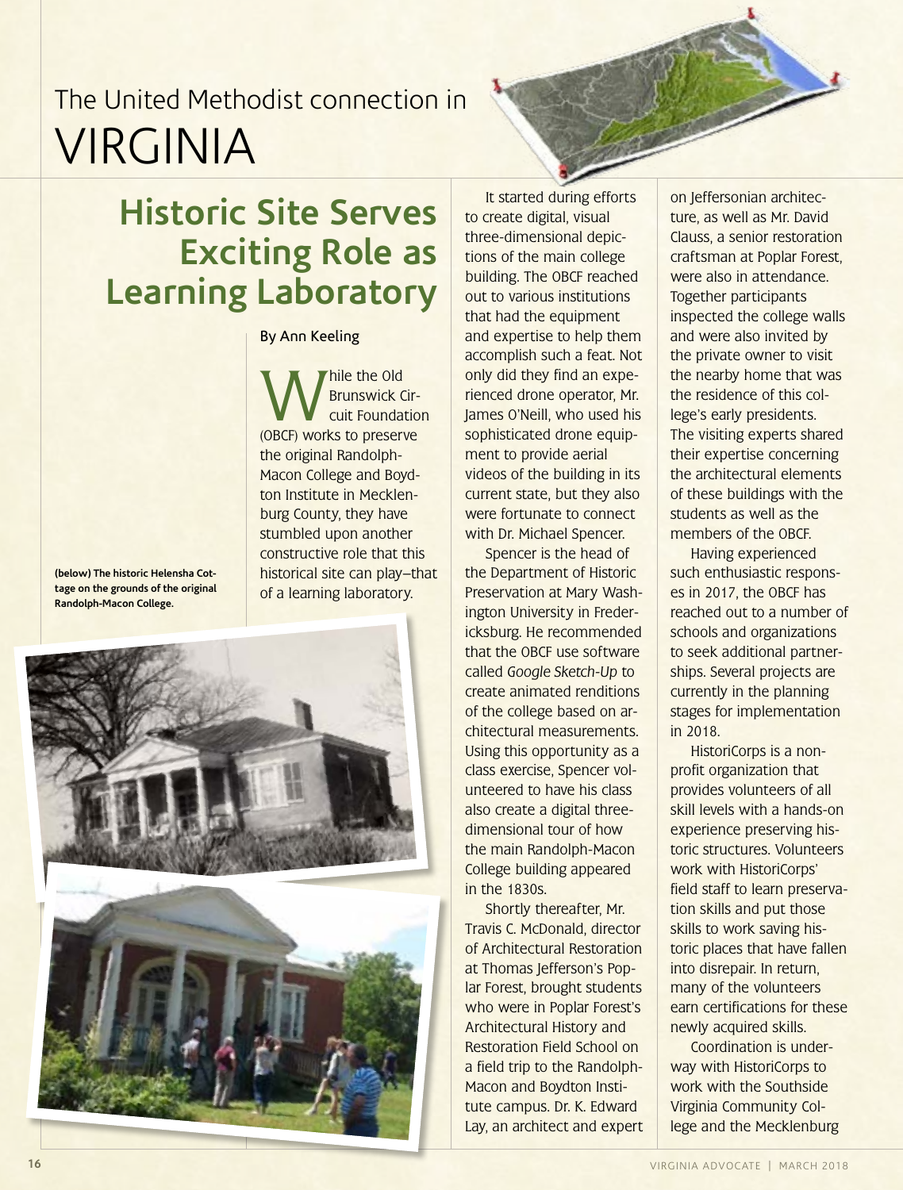The United Methodist connection in

# VIRGINIA

## Historic Site Serves Exciting Role as Learning Laboratory

By Ann Keeling

While the Old Brunswick Circuit Foundation (OBCF) works to preserve the original Randolph-Macon College and Boydton Institute in Mecklenburg County, they have stumbled upon another constructive role that this historical site can play—that of a learning laboratory.

**(below) The historic Helensha Cottage on the grounds of the original Randolph-Macon College.**

It started during efforts to create digital, visual three-dimensional depictions of the main college building. The OBCF reached out to various institutions that had the equipment and expertise to help them accomplish such a feat. Not only did they find an experienced drone operator, Mr. James O'Neill, who used his sophisticated drone equipment to provide aerial videos of the building in its current state, but they also were fortunate to connect with Dr. Michael Spencer.

Spencer is the head of the Department of Historic Preservation at Mary Washington University in Fredericksburg. He recommended that the OBCF use software called *Google Sketch-Up* to create animated renditions of the college based on architectural measurements. Using this opportunity as a class exercise, Spencer volunteered to have his class also create a digital three-dimensional tour of how the main Randolph-Macon College building appeared in the 1830s.

Shortly thereafter, Mr. Travis C. McDonald, director of Architectural Restoration at Thomas Jefferson's Poplar Forest, brought students who were in Poplar Forest's Architectural History and Restoration Field School on a field trip to the Randolph-Macon and Boydton Institute campus. Dr. K. Edward Lay, an architect and expert on Jeffersonian architecture, as well as Mr. David Clauss, a senior restoration craftsman at Poplar Forest, were also in attendance. Together participants inspected the college walls and were also invited by the private owner to visit the nearby home that was the residence of this college's early presidents. The visiting experts shared their expertise concerning the architectural elements of these buildings with the students as well as the members of the OBCF.

Having experienced such enthusiastic responses in 2017, the OBCF has reached out to a number of schools and organizations to seek additional partnerships. Several projects are currently in the planning stages for implementation in 2018.

HistoriCorps is a nonprofit organization that provides volunteers of all skill levels with a hands-on experience preserving historic structures. Volunteers work with HistoriCorps' field staff to learn preservation skills and put those skills to work saving historic places that have fallen into disrepair. In return, many of the volunteers earn certifications for these newly acquired skills.

Coordination is underway with HistoriCorps to work with the Southside Virginia Community College and the Mecklenburg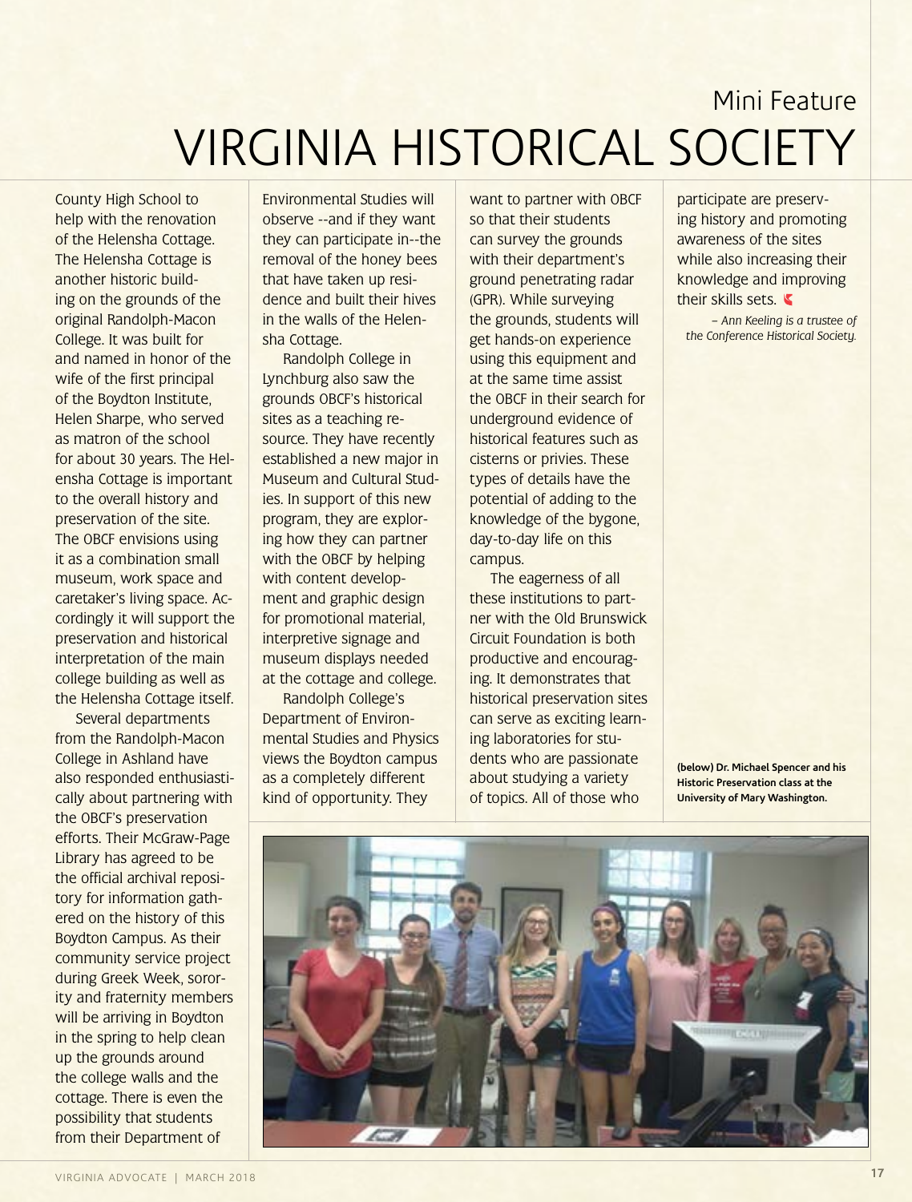Mini Feature

# VIRGINIA HISTORICAL SOCIETY

County High School to help with the renovation of the Helensha Cottage. The Helensha Cottage is another historic building on the grounds of the original Randolph-Macon College. It was built for and named in honor of the wife of the first principal of the Boydton Institute, Helen Sharpe, who served as matron of the school for about 30 years. The Helensha Cottage is important to the overall history and preservation of the site. The OBCF envisions using it as a combination small museum, work space and caretaker's living space. Accordingly it will support the preservation and historical interpretation of the main college building as well as the Helensha Cottage itself.

Several departments from the Randolph-Macon College in Ashland have also responded enthusiastically about partnering with the OBCF's preservation efforts. Their McGraw-Page Library has agreed to be the official archival repository for information gathered on the history of this Boydton Campus. As their community service project during Greek Week, sorority and fraternity members will be arriving in Boydton in the spring to help clean up the grounds around the college walls and the cottage. There is even the possibility that students from their Department of Environmental Studies will observe --and if they want they can participate in--the removal of the honey bees that have taken up residence and built their hives in the walls of the Helensha Cottage.

Randolph College in Lynchburg also saw the grounds OBCF's historical sites as a teaching resource. They have recently established a new major in Museum and Cultural Studies. In support of this new program, they are exploring how they can partner with the OBCF by helping with content development and graphic design for promotional material, interpretive signage and museum displays needed at the cottage and college.

Randolph College's Department of Environmental Studies and Physics views the Boydton campus as a completely different kind of opportunity. They want to partner with OBCF so that their students can survey the grounds with their department's ground penetrating radar (GPR). While surveying the grounds, students will get hands-on experience using this equipment and at the same time assist the OBCF in their search for underground evidence of historical features such as cisterns or privies. These types of details have the potential of adding to the knowledge of the bygone, day-to-day life on this campus.

The eagerness of all these institutions to partner with the Old Brunswick Circuit Foundation is both productive and encouraging. It demonstrates that historical preservation sites can serve as exciting learning laboratories for students who are passionate about studying a variety of topics. All of those who participate are preserving history and promoting awareness of the sites while also increasing their knowledge and improving their skills sets.

*– Ann Keeling is a trustee of the Conference Historical Society.*

**(below) Dr. Michael Spencer and his Historic Preservation class at the University of Mary Washington.**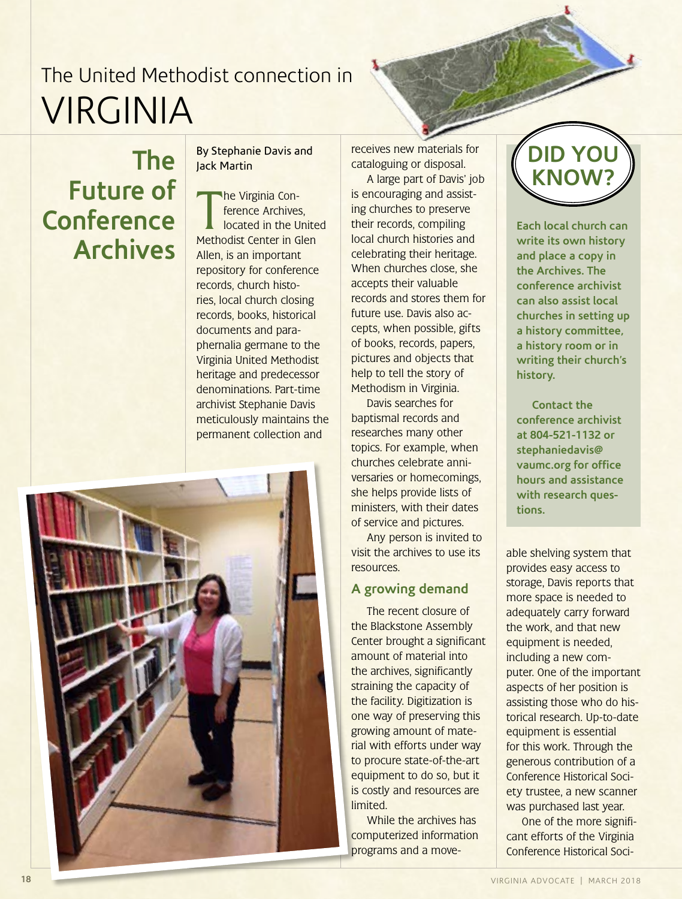# The United Methodist connection in VIRGINIA

## The Future of Conference Archives

By Stephanie Davis and Jack Martin

The Virginia Conference Archives, located in the United Methodist Center in Glen Allen, is an important repository for conference records, church histories, local church closing records, books, historical documents and paraphernalia germane to the Virginia United Methodist heritage and predecessor denominations. Part-time archivist Stephanie Davis meticulously maintains the permanent collection and receives new materials for cataloguing or disposal.

A large part of Davis' job is encouraging and assisting churches to preserve their records, compiling local church histories and celebrating their heritage. When churches close, she accepts their valuable records and stores them for future use. Davis also accepts, when possible, gifts of books, records, papers, pictures and objects that help to tell the story of Methodism in Virginia.

Davis searches for baptismal records and researches many other topics. For example, when churches celebrate anniversaries or homecomings, she helps provide lists of ministers, with their dates of service and pictures.

Any person is invited to visit the archives to use its resources.

### A growing demand

The recent closure of the Blackstone Assembly Center brought a significant amount of material into the archives, significantly straining the capacity of the facility. Digitization is one way of preserving this growing amount of material with efforts under way to procure state-of-the-art equipment to do so, but it is costly and resources are limited.

While the archives has computerized information programs and a moveable shelving system that provides easy access to storage, Davis reports that more space is needed to adequately carry forward the work, and that new equipment is needed, including a new computer. One of the important aspects of her position is assisting those who do historical research. Up-to-date equipment is essential for this work. Through the generous contribution of a Conference Historical Society trustee, a new scanner was purchased last year.

One of the more significant efforts of the Virginia Conference Historical Soci-

---

## DID YOU KNOW?

**Each local church can write its own history and place a copy in the Archives. The conference archivist can also assist local churches in setting up a history committee, a history room or in writing their church's history.**

**Contact the conference archivist at 804-521-1132 or stephaniedavis@vaumc.org for office hours and assistance with research questions.**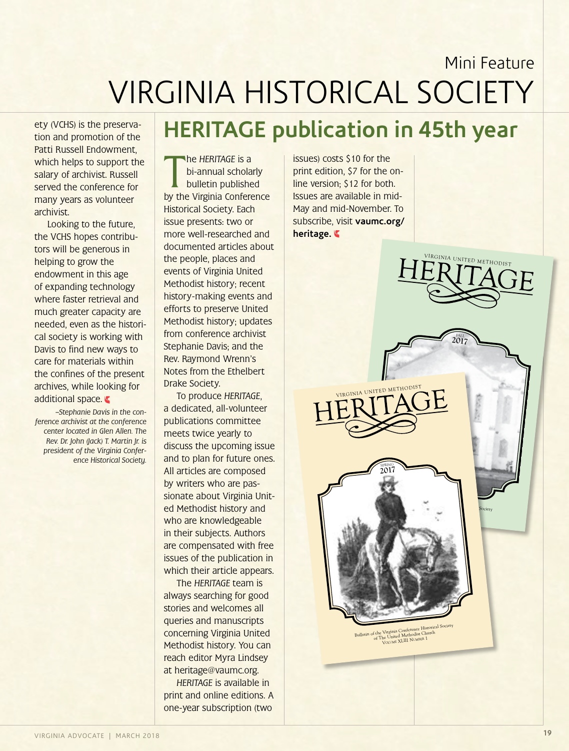Mini Feature

# VIRGINIA HISTORICAL SOCIETY

ety (VCHS) is the preservation and promotion of the Patti Russell Endowment, which helps to support the salary of archivist. Russell served the conference for many years as volunteer archivist.

Looking to the future, the VCHS hopes contributors will be generous in helping to grow the endowment in this age of expanding technology where faster retrieval and much greater capacity are needed, even as the historical society is working with Davis to find new ways to care for materials within the confines of the present archives, while looking for additional space.

*–Stephanie Davis in the conference archivist at the conference center located in Glen Allen. The Rev. Dr. John (Jack) T. Martin Jr. is president of the Virginia Conference Historical Society.*

## HERITAGE publication in 45th year

The *HERITAGE* is a bi-annual scholarly bulletin published by the Virginia Conference Historical Society. Each issue presents: two or more well-researched and documented articles about the people, places and events of Virginia United Methodist history; recent history-making events and efforts to preserve United Methodist history; updates from conference archivist Stephanie Davis; and the Rev. Raymond Wrenn's Notes from the Ethelbert Drake Society.

To produce *HERITAGE*, a dedicated, all-volunteer publications committee meets twice yearly to discuss the upcoming issue and to plan for future ones. All articles are composed by writers who are passionate about Virginia United Methodist history and who are knowledgeable in their subjects. Authors are compensated with free issues of the publication in which their article appears.

The *HERITAGE* team is always searching for good stories and welcomes all queries and manuscripts concerning Virginia United Methodist history. You can reach editor Myra Lindsey at heritage@vaumc.org.

*HERITAGE* is available in print and online editions. A one-year subscription (two issues) costs $10 for the print edition, $7 for the online version; $12 for both. Issues are available in mid-May and mid-November. To subscribe, visit **vaumc.org/heritage.**